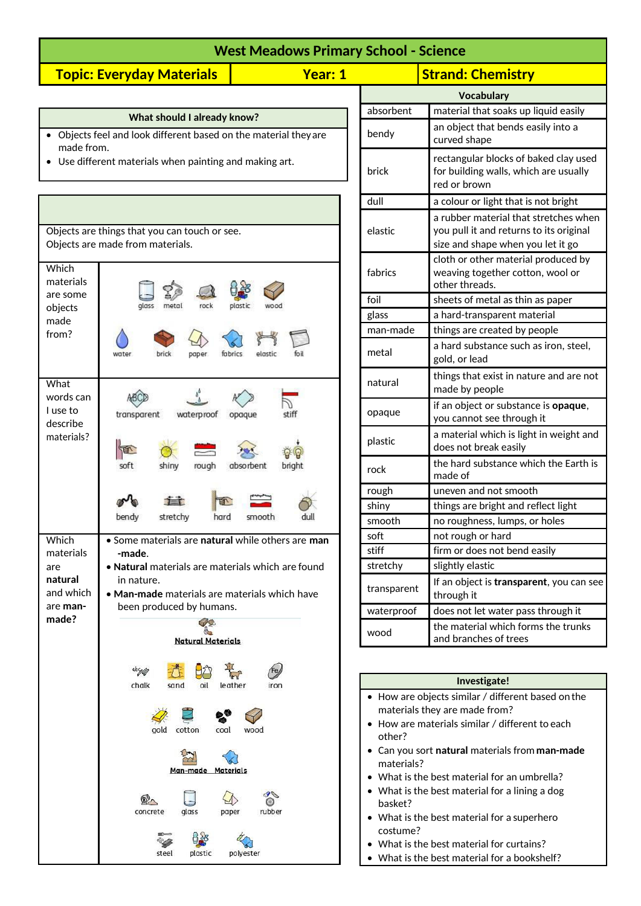# West Meadows Primary School - Science

| Topic: Everyday Materials | Year: 1 | Strand: Chemistry |
|---|---|---|

## What should I already know?

- Objects feel and look different based on the material they are made from.
- Use different materials when painting and making art.

| | |
|---|---|
| Objects are things that you can touch or see. Objects are made from materials. | |
| Which materials are some objects made from? | glass, metal, rock, plastic, wood, water, brick, paper, fabrics, elastic, foil |
| What words can I use to describe materials? | transparent, waterproof, opaque, stiff, soft, shiny, rough, absorbent, bright, bendy, stretchy, hard, smooth, dull |
| Which materials are **natural** and which are **man-made?** | • Some materials are **natural** while others are **man-made**.<br>• **Natural** materials are materials which are found in nature.<br>• **Man-made** materials are materials which have been produced by humans.<br><br>**Natural Materials**<br>chalk, sand, oil, leather, iron, gold, cotton, coal, wood<br><br>**Man-made Materials**<br>concrete, glass, paper, rubber, steel, plastic, polyester |

## Vocabulary

| Word | Meaning |
|---|---|
| absorbent | material that soaks up liquid easily |
| bendy | an object that bends easily into a curved shape |
| brick | rectangular blocks of baked clay used for building walls, which are usually red or brown |
| dull | a colour or light that is not bright |
| elastic | a rubber material that stretches when you pull it and returns to its original size and shape when you let it go |
| fabrics | cloth or other material produced by weaving together cotton, wool or other threads. |
| foil | sheets of metal as thin as paper |
| glass | a hard-transparent material |
| man-made | things are created by people |
| metal | a hard substance such as iron, steel, gold, or lead |
| natural | things that exist in nature and are not made by people |
| opaque | if an object or substance is **opaque**, you cannot see through it |
| plastic | a material which is light in weight and does not break easily |
| rock | the hard substance which the Earth is made of |
| rough | uneven and not smooth |
| shiny | things are bright and reflect light |
| smooth | no roughness, lumps, or holes |
| soft | not rough or hard |
| stiff | firm or does not bend easily |
| stretchy | slightly elastic |
| transparent | If an object is **transparent**, you can see through it |
| waterproof | does not let water pass through it |
| wood | the material which forms the trunks and branches of trees |

## Investigate!

- How are objects similar / different based on the materials they are made from?
- How are materials similar / different to each other?
- Can you sort **natural** materials from **man-made** materials?
- What is the best material for an umbrella?
- What is the best material for a lining a dog basket?
- What is the best material for a superhero costume?
- What is the best material for curtains?
- What is the best material for a bookshelf?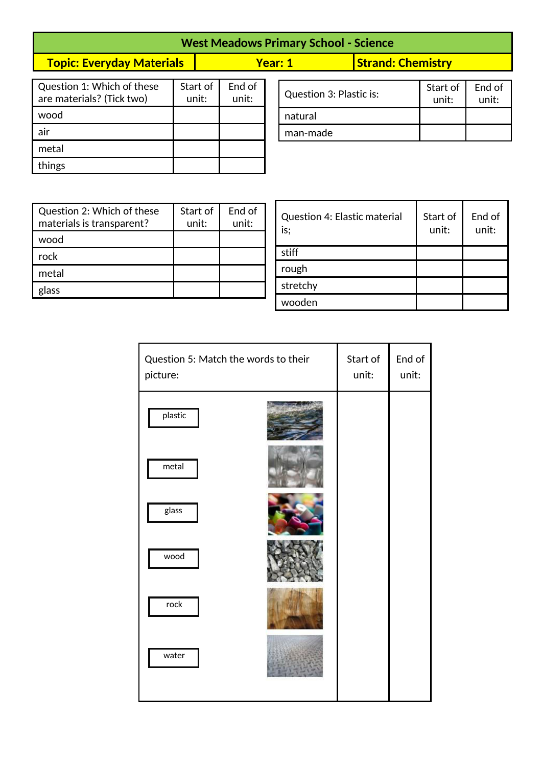| West Meadows Primary School - Science | | |
| --- | --- | --- |
| **Topic: Everyday Materials** | **Year: 1** | **Strand: Chemistry** |

| Question 1: Which of these are materials? (Tick two) | Start of unit: | End of unit: |
| --- | --- | --- |
| wood | | |
| air | | |
| metal | | |
| things | | |

| Question 3: Plastic is: | Start of unit: | End of unit: |
| --- | --- | --- |
| natural | | |
| man-made | | |

| Question 2: Which of these materials is transparent? | Start of unit: | End of unit: |
| --- | --- | --- |
| wood | | |
| rock | | |
| metal | | |
| glass | | |

| Question 4: Elastic material is; | Start of unit: | End of unit: |
| --- | --- | --- |
| stiff | | |
| rough | | |
| stretchy | | |
| wooden | | |

| Question 5: Match the words to their picture: | Start of unit: | End of unit: |
| --- | --- | --- |
| plastic | | |
| metal | | |
| glass | | |
| wood | | |
| rock | | |
| water | | |